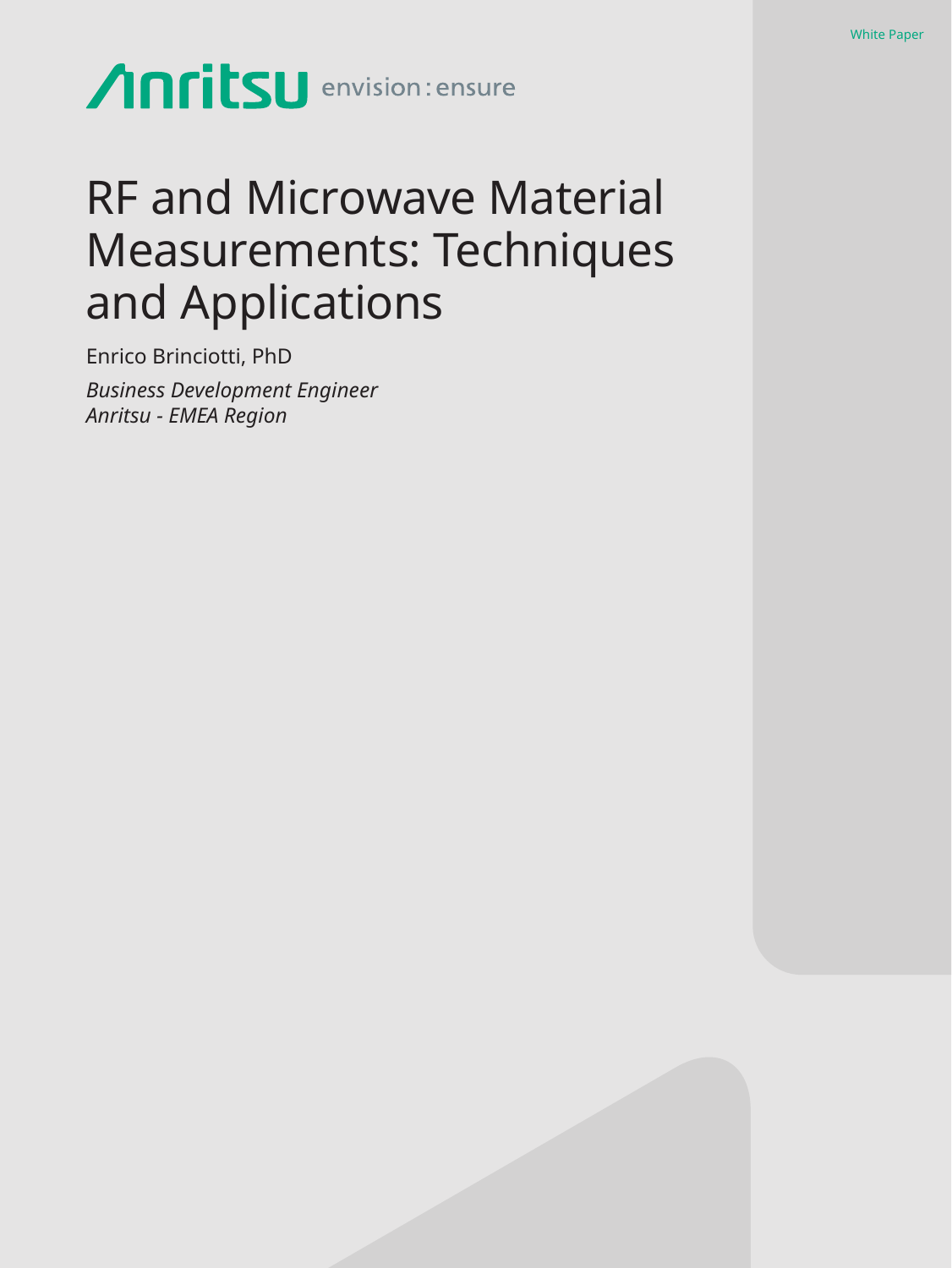White Paper

Anritsu envision : ensure

# RF and Microwave Material Measurements: Techniques and Applications

Enrico Brinciotti, PhD

*Business Development Engineer*
*Anritsu - EMEA Region*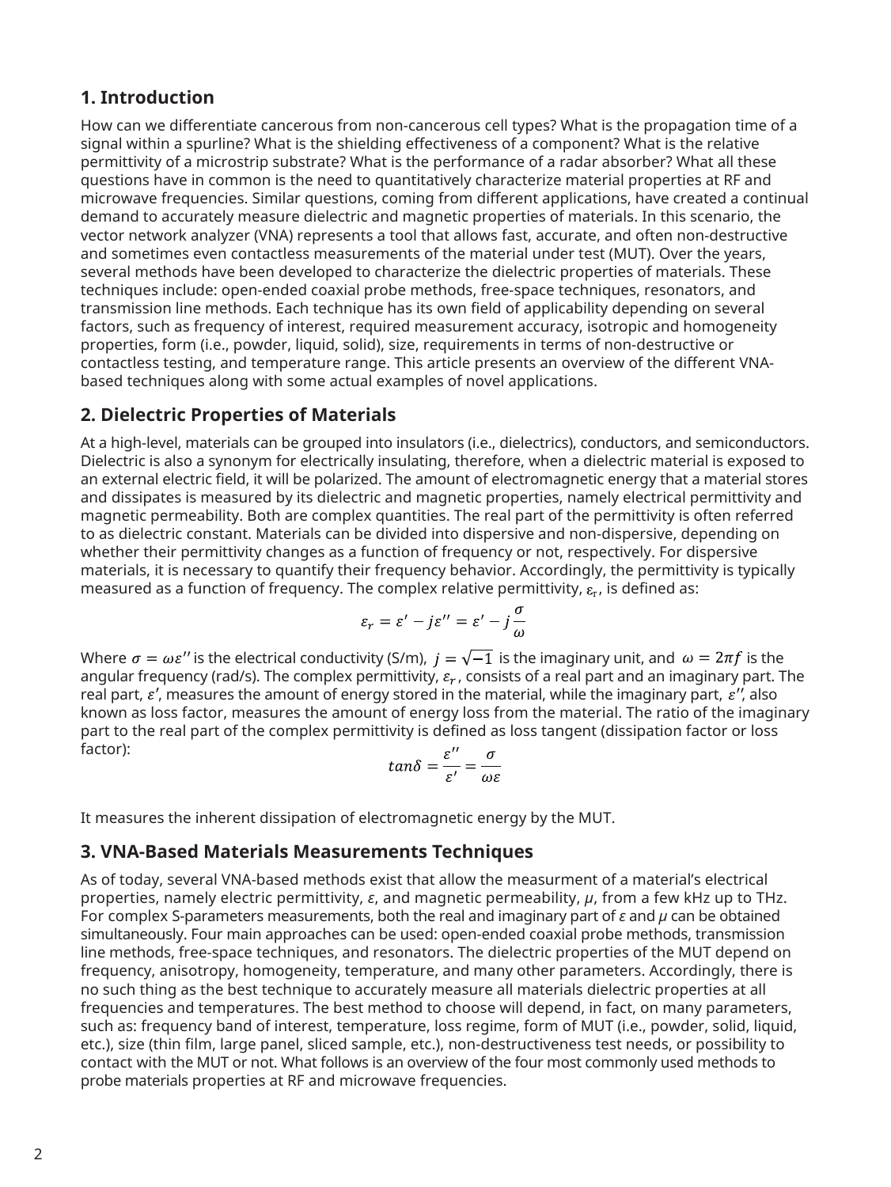## 1. Introduction

How can we differentiate cancerous from non-cancerous cell types? What is the propagation time of a signal within a spurline? What is the shielding effectiveness of a component? What is the relative permittivity of a microstrip substrate? What is the performance of a radar absorber? What all these questions have in common is the need to quantitatively characterize material properties at RF and microwave frequencies. Similar questions, coming from different applications, have created a continual demand to accurately measure dielectric and magnetic properties of materials. In this scenario, the vector network analyzer (VNA) represents a tool that allows fast, accurate, and often non-destructive and sometimes even contactless measurements of the material under test (MUT). Over the years, several methods have been developed to characterize the dielectric properties of materials. These techniques include: open-ended coaxial probe methods, free-space techniques, resonators, and transmission line methods. Each technique has its own field of applicability depending on several factors, such as frequency of interest, required measurement accuracy, isotropic and homogeneity properties, form (i.e., powder, liquid, solid), size, requirements in terms of non-destructive or contactless testing, and temperature range. This article presents an overview of the different VNA-based techniques along with some actual examples of novel applications.

## 2. Dielectric Properties of Materials

At a high-level, materials can be grouped into insulators (i.e., dielectrics), conductors, and semiconductors. Dielectric is also a synonym for electrically insulating, therefore, when a dielectric material is exposed to an external electric field, it will be polarized. The amount of electromagnetic energy that a material stores and dissipates is measured by its dielectric and magnetic properties, namely electrical permittivity and magnetic permeability. Both are complex quantities. The real part of the permittivity is often referred to as dielectric constant. Materials can be divided into dispersive and non-dispersive, depending on whether their permittivity changes as a function of frequency or not, respectively. For dispersive materials, it is necessary to quantify their frequency behavior. Accordingly, the permittivity is typically measured as a function of frequency. The complex relative permittivity, $\varepsilon_r$, is defined as:

$$\varepsilon_r = \varepsilon' - j\varepsilon'' = \varepsilon' - j\frac{\sigma}{\omega}$$

Where $\sigma = \omega\varepsilon''$ is the electrical conductivity (S/m), $j = \sqrt{-1}$ is the imaginary unit, and $\omega = 2\pi f$ is the angular frequency (rad/s). The complex permittivity, $\varepsilon_r$, consists of a real part and an imaginary part. The real part, $\varepsilon'$, measures the amount of energy stored in the material, while the imaginary part, $\varepsilon''$, also known as loss factor, measures the amount of energy loss from the material. The ratio of the imaginary part to the real part of the complex permittivity is defined as loss tangent (dissipation factor or loss factor):

$$tan\delta = \frac{\varepsilon''}{\varepsilon'} = \frac{\sigma}{\omega\varepsilon}$$

It measures the inherent dissipation of electromagnetic energy by the MUT.

## 3. VNA-Based Materials Measurements Techniques

As of today, several VNA-based methods exist that allow the measurment of a material's electrical properties, namely electric permittivity, $\varepsilon$, and magnetic permeability, $\mu$, from a few kHz up to THz. For complex S-parameters measurements, both the real and imaginary part of $\varepsilon$ and $\mu$ can be obtained simultaneously. Four main approaches can be used: open-ended coaxial probe methods, transmission line methods, free-space techniques, and resonators. The dielectric properties of the MUT depend on frequency, anisotropy, homogeneity, temperature, and many other parameters. Accordingly, there is no such thing as the best technique to accurately measure all materials dielectric properties at all frequencies and temperatures. The best method to choose will depend, in fact, on many parameters, such as: frequency band of interest, temperature, loss regime, form of MUT (i.e., powder, solid, liquid, etc.), size (thin film, large panel, sliced sample, etc.), non-destructiveness test needs, or possibility to contact with the MUT or not. What follows is an overview of the four most commonly used methods to probe materials properties at RF and microwave frequencies.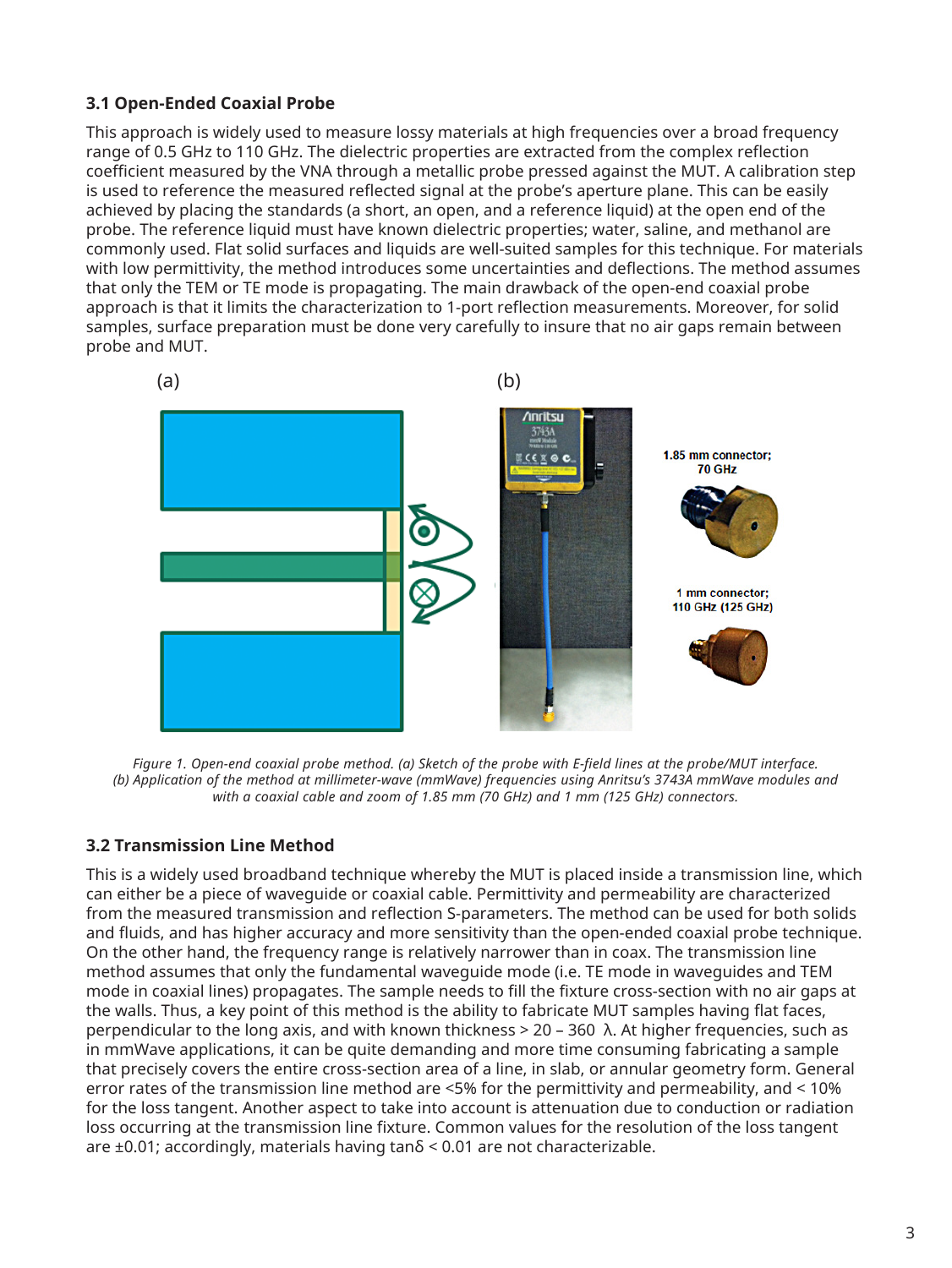### 3.1 Open-Ended Coaxial Probe

This approach is widely used to measure lossy materials at high frequencies over a broad frequency range of 0.5 GHz to 110 GHz. The dielectric properties are extracted from the complex reflection coefficient measured by the VNA through a metallic probe pressed against the MUT. A calibration step is used to reference the measured reflected signal at the probe's aperture plane. This can be easily achieved by placing the standards (a short, an open, and a reference liquid) at the open end of the probe. The reference liquid must have known dielectric properties; water, saline, and methanol are commonly used. Flat solid surfaces and liquids are well-suited samples for this technique. For materials with low permittivity, the method introduces some uncertainties and deflections. The method assumes that only the TEM or TE mode is propagating. The main drawback of the open-end coaxial probe approach is that it limits the characterization to 1-port reflection measurements. Moreover, for solid samples, surface preparation must be done very carefully to insure that no air gaps remain between probe and MUT.

*Figure 1. Open-end coaxial probe method. (a) Sketch of the probe with E-field lines at the probe/MUT interface. (b) Application of the method at millimeter-wave (mmWave) frequencies using Anritsu's 3743A mmWave modules and with a coaxial cable and zoom of 1.85 mm (70 GHz) and 1 mm (125 GHz) connectors.*

### 3.2 Transmission Line Method

This is a widely used broadband technique whereby the MUT is placed inside a transmission line, which can either be a piece of waveguide or coaxial cable. Permittivity and permeability are characterized from the measured transmission and reflection S-parameters. The method can be used for both solids and fluids, and has higher accuracy and more sensitivity than the open-ended coaxial probe technique. On the other hand, the frequency range is relatively narrower than in coax. The transmission line method assumes that only the fundamental waveguide mode (i.e. TE mode in waveguides and TEM mode in coaxial lines) propagates. The sample needs to fill the fixture cross-section with no air gaps at the walls. Thus, a key point of this method is the ability to fabricate MUT samples having flat faces, perpendicular to the long axis, and with known thickness > 20 – 360 $\lambda$. At higher frequencies, such as in mmWave applications, it can be quite demanding and more time consuming fabricating a sample that precisely covers the entire cross-section area of a line, in slab, or annular geometry form. General error rates of the transmission line method are <5% for the permittivity and permeability, and < 10% for the loss tangent. Another aspect to take into account is attenuation due to conduction or radiation loss occurring at the transmission line fixture. Common values for the resolution of the loss tangent are ±0.01; accordingly, materials having $\tan\delta < 0.01$ are not characterizable.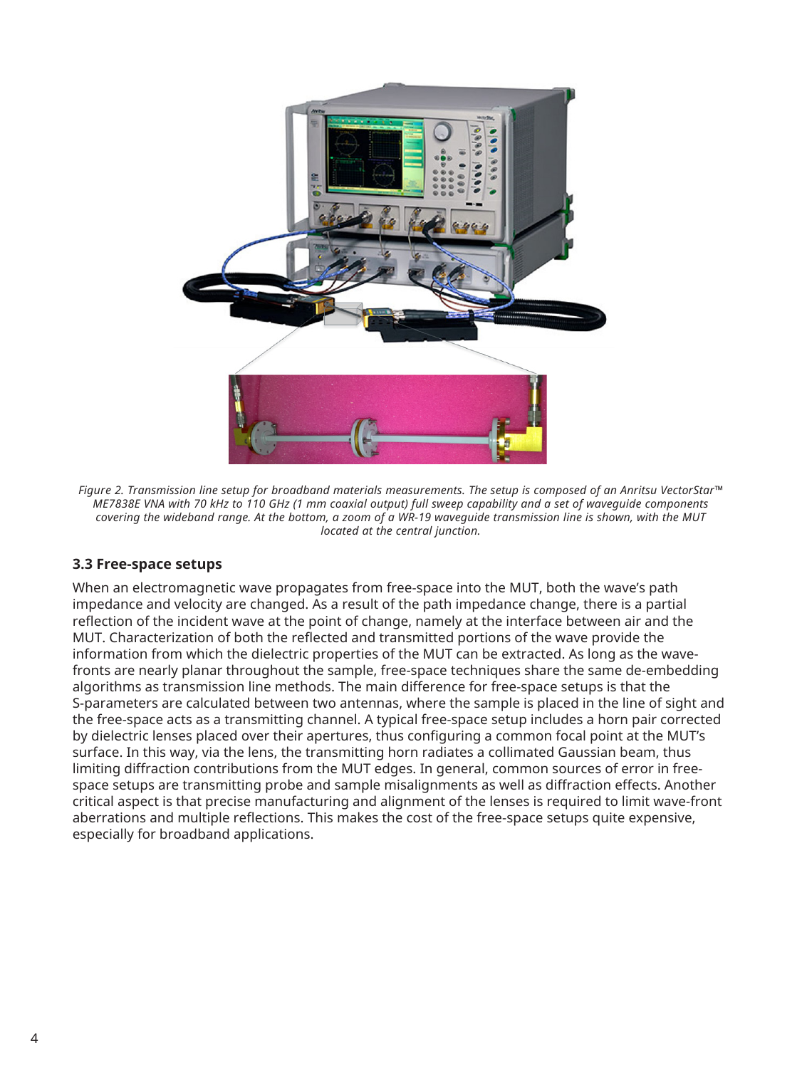*Figure 2. Transmission line setup for broadband materials measurements. The setup is composed of an Anritsu VectorStar™ ME7838E VNA with 70 kHz to 110 GHz (1 mm coaxial output) full sweep capability and a set of waveguide components covering the wideband range. At the bottom, a zoom of a WR-19 waveguide transmission line is shown, with the MUT located at the central junction.*

### 3.3 Free-space setups

When an electromagnetic wave propagates from free-space into the MUT, both the wave's path impedance and velocity are changed. As a result of the path impedance change, there is a partial reflection of the incident wave at the point of change, namely at the interface between air and the MUT. Characterization of both the reflected and transmitted portions of the wave provide the information from which the dielectric properties of the MUT can be extracted. As long as the wave-fronts are nearly planar throughout the sample, free-space techniques share the same de-embedding algorithms as transmission line methods. The main difference for free-space setups is that the S-parameters are calculated between two antennas, where the sample is placed in the line of sight and the free-space acts as a transmitting channel. A typical free-space setup includes a horn pair corrected by dielectric lenses placed over their apertures, thus configuring a common focal point at the MUT's surface. In this way, via the lens, the transmitting horn radiates a collimated Gaussian beam, thus limiting diffraction contributions from the MUT edges. In general, common sources of error in free-space setups are transmitting probe and sample misalignments as well as diffraction effects. Another critical aspect is that precise manufacturing and alignment of the lenses is required to limit wave-front aberrations and multiple reflections. This makes the cost of the free-space setups quite expensive, especially for broadband applications.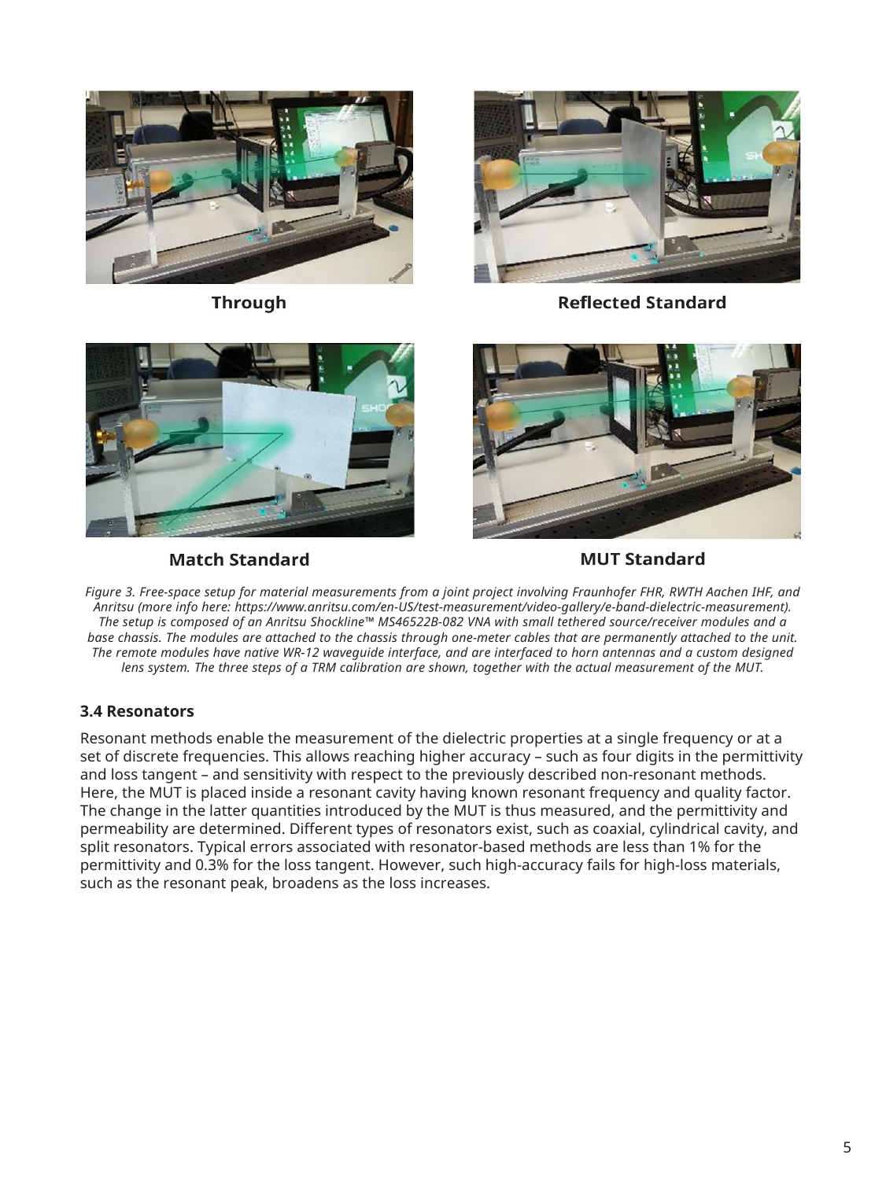Through

Reflected Standard

Match Standard

MUT Standard

*Figure 3. Free-space setup for material measurements from a joint project involving Fraunhofer FHR, RWTH Aachen IHF, and Anritsu (more info here: https://www.anritsu.com/en-US/test-measurement/video-gallery/e-band-dielectric-measurement). The setup is composed of an Anritsu Shockline™ MS46522B-082 VNA with small tethered source/receiver modules and a base chassis. The modules are attached to the chassis through one-meter cables that are permanently attached to the unit. The remote modules have native WR-12 waveguide interface, and are interfaced to horn antennas and a custom designed lens system. The three steps of a TRM calibration are shown, together with the actual measurement of the MUT.*

### 3.4 Resonators

Resonant methods enable the measurement of the dielectric properties at a single frequency or at a set of discrete frequencies. This allows reaching higher accuracy – such as four digits in the permittivity and loss tangent – and sensitivity with respect to the previously described non-resonant methods. Here, the MUT is placed inside a resonant cavity having known resonant frequency and quality factor. The change in the latter quantities introduced by the MUT is thus measured, and the permittivity and permeability are determined. Different types of resonators exist, such as coaxial, cylindrical cavity, and split resonators. Typical errors associated with resonator-based methods are less than 1% for the permittivity and 0.3% for the loss tangent. However, such high-accuracy fails for high-loss materials, such as the resonant peak, broadens as the loss increases.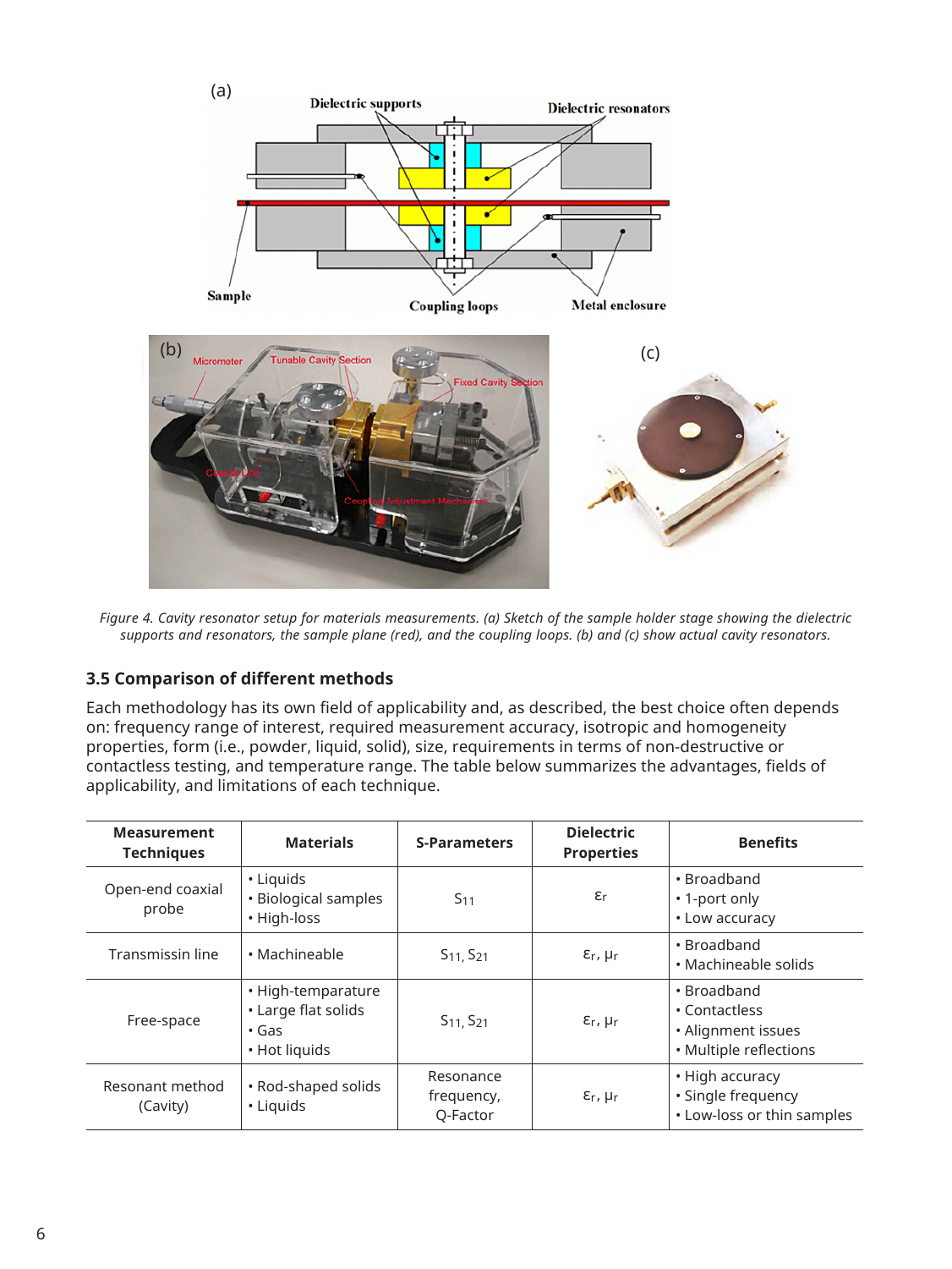*Figure 4. Cavity resonator setup for materials measurements. (a) Sketch of the sample holder stage showing the dielectric supports and resonators, the sample plane (red), and the coupling loops. (b) and (c) show actual cavity resonators.*

### 3.5 Comparison of different methods

Each methodology has its own field of applicability and, as described, the best choice often depends on: frequency range of interest, required measurement accuracy, isotropic and homogeneity properties, form (i.e., powder, liquid, solid), size, requirements in terms of non-destructive or contactless testing, and temperature range. The table below summarizes the advantages, fields of applicability, and limitations of each technique.

| Measurement Techniques | Materials | S-Parameters | Dielectric Properties | Benefits |
|---|---|---|---|---|
| Open-end coaxial probe | • Liquids<br>• Biological samples<br>• High-loss | $S_{11}$ | $\varepsilon_r$ | • Broadband<br>• 1-port only<br>• Low accuracy |
| Transmissin line | • Machineable | $S_{11}$, $S_{21}$ | $\varepsilon_r$, $\mu_r$ | • Broadband<br>• Machineable solids |
| Free-space | • High-temparature<br>• Large flat solids<br>• Gas<br>• Hot liquids | $S_{11}$, $S_{21}$ | $\varepsilon_r$, $\mu_r$ | • Broadband<br>• Contactless<br>• Alignment issues<br>• Multiple reflections |
| Resonant method (Cavity) | • Rod-shaped solids<br>• Liquids | Resonance frequency, Q-Factor | $\varepsilon_r$, $\mu_r$ | • High accuracy<br>• Single frequency<br>• Low-loss or thin samples |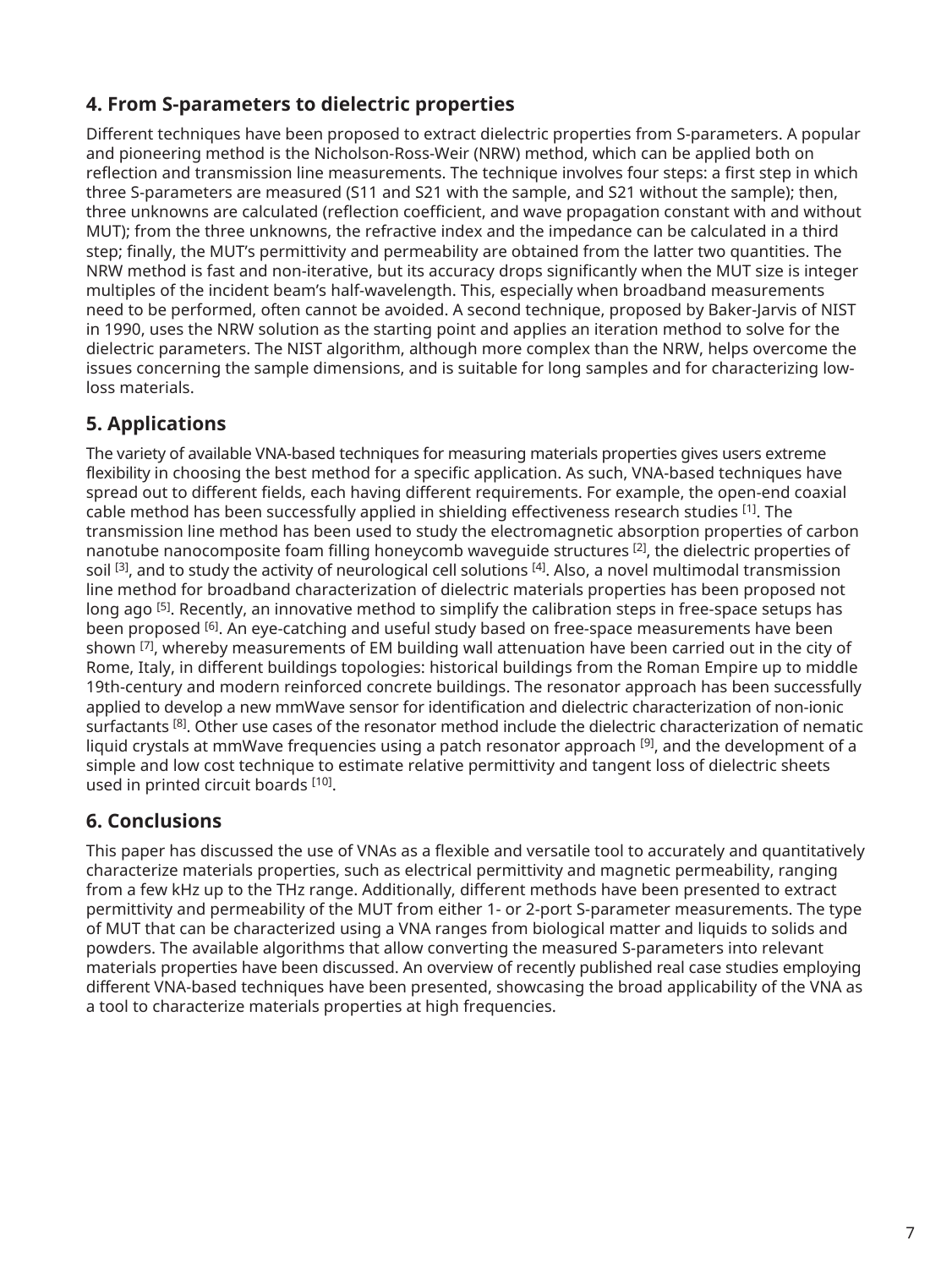## 4. From S-parameters to dielectric properties

Different techniques have been proposed to extract dielectric properties from S-parameters. A popular and pioneering method is the Nicholson-Ross-Weir (NRW) method, which can be applied both on reflection and transmission line measurements. The technique involves four steps: a first step in which three S-parameters are measured (S11 and S21 with the sample, and S21 without the sample); then, three unknowns are calculated (reflection coefficient, and wave propagation constant with and without MUT); from the three unknowns, the refractive index and the impedance can be calculated in a third step; finally, the MUT's permittivity and permeability are obtained from the latter two quantities. The NRW method is fast and non-iterative, but its accuracy drops significantly when the MUT size is integer multiples of the incident beam's half-wavelength. This, especially when broadband measurements need to be performed, often cannot be avoided. A second technique, proposed by Baker-Jarvis of NIST in 1990, uses the NRW solution as the starting point and applies an iteration method to solve for the dielectric parameters. The NIST algorithm, although more complex than the NRW, helps overcome the issues concerning the sample dimensions, and is suitable for long samples and for characterizing low-loss materials.

## 5. Applications

The variety of available VNA-based techniques for measuring materials properties gives users extreme flexibility in choosing the best method for a specific application. As such, VNA-based techniques have spread out to different fields, each having different requirements. For example, the open-end coaxial cable method has been successfully applied in shielding effectiveness research studies [1]. The transmission line method has been used to study the electromagnetic absorption properties of carbon nanotube nanocomposite foam filling honeycomb waveguide structures [2], the dielectric properties of soil [3], and to study the activity of neurological cell solutions [4]. Also, a novel multimodal transmission line method for broadband characterization of dielectric materials properties has been proposed not long ago [5]. Recently, an innovative method to simplify the calibration steps in free-space setups has been proposed [6]. An eye-catching and useful study based on free-space measurements have been shown [7], whereby measurements of EM building wall attenuation have been carried out in the city of Rome, Italy, in different buildings topologies: historical buildings from the Roman Empire up to middle 19th-century and modern reinforced concrete buildings. The resonator approach has been successfully applied to develop a new mmWave sensor for identification and dielectric characterization of non-ionic surfactants [8]. Other use cases of the resonator method include the dielectric characterization of nematic liquid crystals at mmWave frequencies using a patch resonator approach [9], and the development of a simple and low cost technique to estimate relative permittivity and tangent loss of dielectric sheets used in printed circuit boards [10].

## 6. Conclusions

This paper has discussed the use of VNAs as a flexible and versatile tool to accurately and quantitatively characterize materials properties, such as electrical permittivity and magnetic permeability, ranging from a few kHz up to the THz range. Additionally, different methods have been presented to extract permittivity and permeability of the MUT from either 1- or 2-port S-parameter measurements. The type of MUT that can be characterized using a VNA ranges from biological matter and liquids to solids and powders. The available algorithms that allow converting the measured S-parameters into relevant materials properties have been discussed. An overview of recently published real case studies employing different VNA-based techniques have been presented, showcasing the broad applicability of the VNA as a tool to characterize materials properties at high frequencies.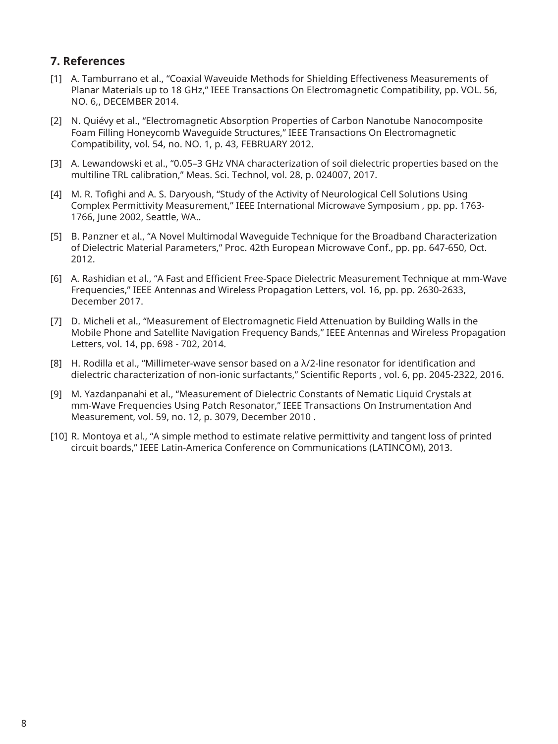## 7. References

[1] A. Tamburrano et al., “Coaxial Waveuide Methods for Shielding Effectiveness Measurements of Planar Materials up to 18 GHz,” IEEE Transactions On Electromagnetic Compatibility, pp. VOL. 56, NO. 6,, DECEMBER 2014.

[2] N. Quiévy et al., “Electromagnetic Absorption Properties of Carbon Nanotube Nanocomposite Foam Filling Honeycomb Waveguide Structures,” IEEE Transactions On Electromagnetic Compatibility, vol. 54, no. NO. 1, p. 43, FEBRUARY 2012.

[3] A. Lewandowski et al., “0.05–3 GHz VNA characterization of soil dielectric properties based on the multiline TRL calibration,” Meas. Sci. Technol, vol. 28, p. 024007, 2017.

[4] M. R. Tofighi and A. S. Daryoush, “Study of the Activity of Neurological Cell Solutions Using Complex Permittivity Measurement,” IEEE International Microwave Symposium , pp. pp. 1763-1766, June 2002, Seattle, WA..

[5] B. Panzner et al., “A Novel Multimodal Waveguide Technique for the Broadband Characterization of Dielectric Material Parameters,” Proc. 42th European Microwave Conf., pp. pp. 647-650, Oct. 2012.

[6] A. Rashidian et al., “A Fast and Efficient Free-Space Dielectric Measurement Technique at mm-Wave Frequencies,” IEEE Antennas and Wireless Propagation Letters, vol. 16, pp. pp. 2630-2633, December 2017.

[7] D. Micheli et al., “Measurement of Electromagnetic Field Attenuation by Building Walls in the Mobile Phone and Satellite Navigation Frequency Bands,” IEEE Antennas and Wireless Propagation Letters, vol. 14, pp. 698 - 702, 2014.

[8] H. Rodilla et al., “Millimeter-wave sensor based on a $\lambda/2$-line resonator for identification and dielectric characterization of non-ionic surfactants,” Scientific Reports , vol. 6, pp. 2045-2322, 2016.

[9] M. Yazdanpanahi et al., “Measurement of Dielectric Constants of Nematic Liquid Crystals at mm-Wave Frequencies Using Patch Resonator,” IEEE Transactions On Instrumentation And Measurement, vol. 59, no. 12, p. 3079, December 2010 .

[10] R. Montoya et al., “A simple method to estimate relative permittivity and tangent loss of printed circuit boards,” IEEE Latin-America Conference on Communications (LATINCOM), 2013.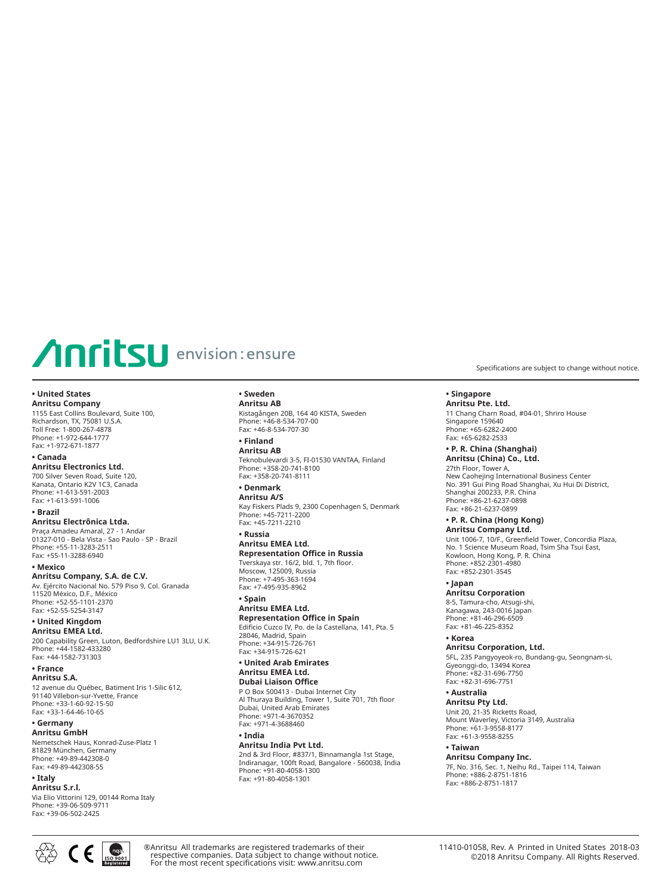Anritsu envision : ensure

Specifications are subject to change without notice.

**• United States**
**Anritsu Company**
1155 East Collins Boulevard, Suite 100,
Richardson, TX, 75081 U.S.A.
Toll Free: 1-800-267-4878
Phone: +1-972-644-1777
Fax: +1-972-671-1877

**• Canada**
**Anritsu Electronics Ltd.**
700 Silver Seven Road, Suite 120,
Kanata, Ontario K2V 1C3, Canada
Phone: +1-613-591-2003
Fax: +1-613-591-1006

**• Brazil**
**Anritsu Electrônica Ltda.**
Praça Amadeu Amaral, 27 - 1 Andar
01327-010 - Bela Vista - Sao Paulo - SP - Brazil
Phone: +55-11-3283-2511
Fax: +55-11-3288-6940

**• Mexico**
**Anritsu Company, S.A. de C.V.**
Av. Ejército Nacional No. 579 Piso 9, Col. Granada
11520 México, D.F., México
Phone: +52-55-1101-2370
Fax: +52-55-5254-3147

**• United Kingdom**
**Anritsu EMEA Ltd.**
200 Capability Green, Luton, Bedfordshire LU1 3LU, U.K.
Phone: +44-1582-433280
Fax: +44-1582-731303

**• France**
**Anritsu S.A.**
12 avenue du Québec, Batiment Iris 1-Silic 612,
91140 Villebon-sur-Yvette, France
Phone: +33-1-60-92-15-50
Fax: +33-1-64-46-10-65

**• Germany**
**Anritsu GmbH**
Nemetschek Haus, Konrad-Zuse-Platz 1
81829 München, Germany
Phone: +49-89-442308-0
Fax: +49-89-442308-55

**• Italy**
**Anritsu S.r.l.**
Via Elio Vittorini 129, 00144 Roma Italy
Phone: +39-06-509-9711
Fax: +39-06-502-2425

**• Sweden**
**Anritsu AB**
Kistagången 20B, 164 40 KISTA, Sweden
Phone: +46-8-534-707-00
Fax: +46-8-534-707-30

**• Finland**
**Anritsu AB**
Teknobulevardi 3-5, FI-01530 VANTAA, Finland
Phone: +358-20-741-8100
Fax: +358-20-741-8111

**• Denmark**
**Anritsu A/S**
Kay Fiskers Plads 9, 2300 Copenhagen S, Denmark
Phone: +45-7211-2200
Fax: +45-7211-2210

**• Russia**
**Anritsu EMEA Ltd.**
**Representation Office in Russia**
Tverskaya str. 16/2, bld. 1, 7th floor.
Moscow, 125009, Russia
Phone: +7-495-363-1694
Fax: +7-495-935-8962

**• Spain**
**Anritsu EMEA Ltd.**
**Representation Office in Spain**
Edificio Cuzco IV, Po. de la Castellana, 141, Pta. 5
28046, Madrid, Spain
Phone: +34-915-726-761
Fax: +34-915-726-621

**• United Arab Emirates**
**Anritsu EMEA Ltd.**
**Dubai Liaison Office**
P O Box 500413 - Dubai Internet City
Al Thuraya Building, Tower 1, Suite 701, 7th floor
Dubai, United Arab Emirates
Phone: +971-4-3670352
Fax: +971-4-3688460

**• India**
**Anritsu India Pvt Ltd.**
2nd & 3rd Floor, #837/1, Binnamangla 1st Stage,
Indiranagar, 100ft Road, Bangalore - 560038, India
Phone: +91-80-4058-1300
Fax: +91-80-4058-1301

**• Singapore**
**Anritsu Pte. Ltd.**
11 Chang Charn Road, #04-01, Shriro House
Singapore 159640
Phone: +65-6282-2400
Fax: +65-6282-2533

**• P. R. China (Shanghai)**
**Anritsu (China) Co., Ltd.**
27th Floor, Tower A,
New Caohejing International Business Center
No. 391 Gui Ping Road Shanghai, Xu Hui Di District,
Shanghai 200233, P.R. China
Phone: +86-21-6237-0898
Fax: +86-21-6237-0899

**• P. R. China (Hong Kong)**
**Anritsu Company Ltd.**
Unit 1006-7, 10/F., Greenfield Tower, Concordia Plaza,
No. 1 Science Museum Road, Tsim Sha Tsui East,
Kowloon, Hong Kong, P. R. China
Phone: +852-2301-4980
Fax: +852-2301-3545

**• Japan**
**Anritsu Corporation**
8-5, Tamura-cho, Atsugi-shi,
Kanagawa, 243-0016 Japan
Phone: +81-46-296-6509
Fax: +81-46-225-8352

**• Korea**
**Anritsu Corporation, Ltd.**
5FL, 235 Pangyoyeok-ro, Bundang-gu, Seongnam-si,
Gyeonggi-do, 13494 Korea
Phone: +82-31-696-7750
Fax: +82-31-696-7751

**• Australia**
**Anritsu Pty Ltd.**
Unit 20, 21-35 Ricketts Road,
Mount Waverley, Victoria 3149, Australia
Phone: +61-3-9558-8177
Fax: +61-3-9558-8255

**• Taiwan**
**Anritsu Company Inc.**
7F, No. 316, Sec. 1, Neihu Rd., Taipei 114, Taiwan
Phone: +886-2-8751-1816
Fax: +886-2-8751-1817

®Anritsu All trademarks are registered trademarks of their respective companies. Data subject to change without notice. For the most recent specifications visit: www.anritsu.com

11410-01058, Rev. A Printed in United States 2018-03
©2018 Anritsu Company. All Rights Reserved.